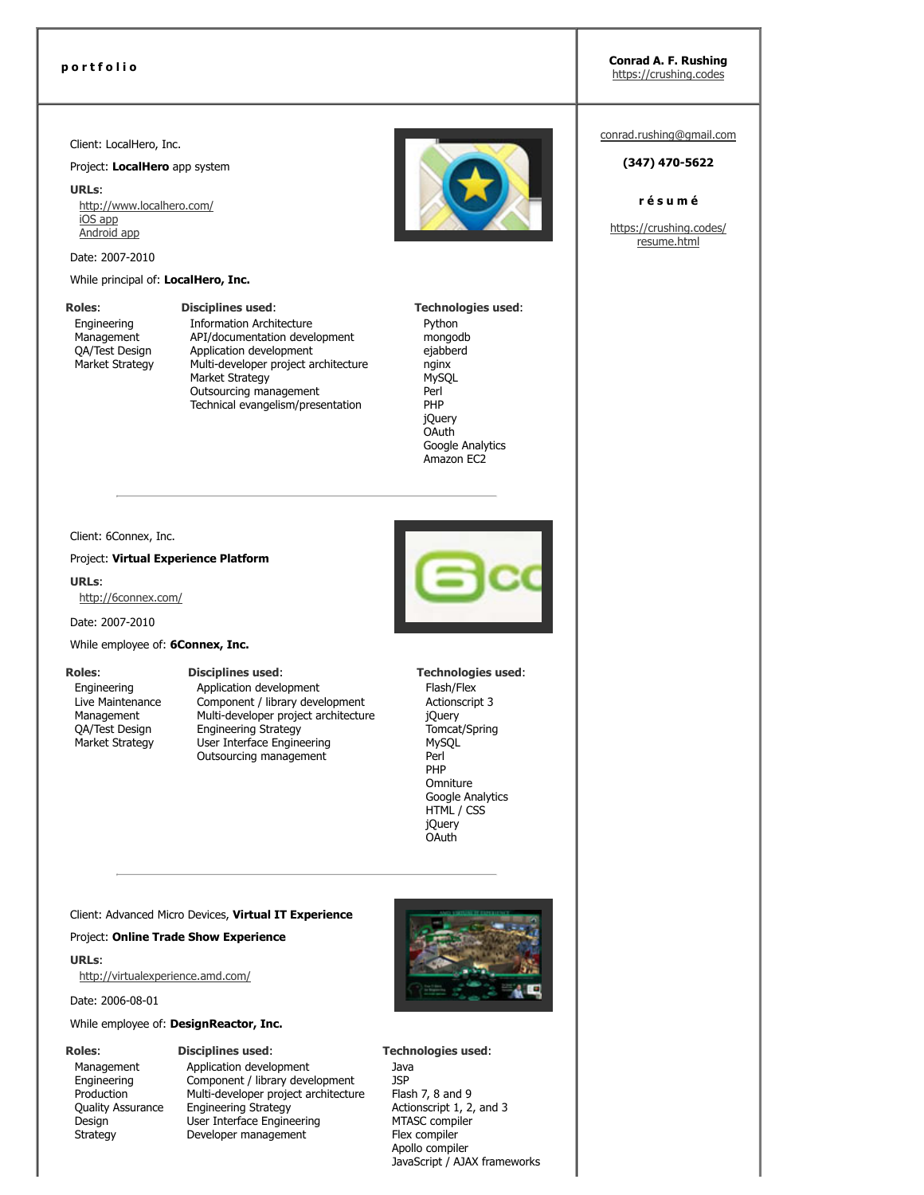**portfolio**

**Conrad A. F. Rushing**
https://crushing.codes

conrad.rushing@gmail.com

**(347) 470-5622**

**résumé**

https://crushing.codes/resume.html

---

Client: LocalHero, Inc.

Project: **LocalHero** app system

**URLs**:
- http://www.localhero.com/
- iOS app
- Android app

Date: 2007-2010

While principal of: **LocalHero, Inc.**

**Roles**:
- Engineering
- Management
- QA/Test Design
- Market Strategy

**Disciplines used**:
- Information Architecture
- API/documentation development
- Application development
- Multi-developer project architecture
- Market Strategy
- Outsourcing management
- Technical evangelism/presentation

**Technologies used**:
- Python
- mongodb
- ejabberd
- nginx
- MySQL
- Perl
- PHP
- jQuery
- OAuth
- Google Analytics
- Amazon EC2

---

Client: 6Connex, Inc.

Project: **Virtual Experience Platform**

**URLs**:
- http://6connex.com/

Date: 2007-2010

While employee of: **6Connex, Inc.**

**Roles**:
- Engineering
- Live Maintenance
- Management
- QA/Test Design
- Market Strategy

**Disciplines used**:
- Application development
- Component / library development
- Multi-developer project architecture
- Engineering Strategy
- User Interface Engineering
- Outsourcing management

**Technologies used**:
- Flash/Flex
- Actionscript 3
- jQuery
- Tomcat/Spring
- MySQL
- Perl
- PHP
- Omniture
- Google Analytics
- HTML / CSS
- jQuery
- OAuth

---

Client: Advanced Micro Devices, **Virtual IT Experience**

Project: **Online Trade Show Experience**

**URLs**:
- http://virtualexperience.amd.com/

Date: 2006-08-01

While employee of: **DesignReactor, Inc.**

**Roles**:
- Management
- Engineering
- Production
- Quality Assurance
- Design
- Strategy

**Disciplines used**:
- Application development
- Component / library development
- Multi-developer project architecture
- Engineering Strategy
- User Interface Engineering
- Developer management

**Technologies used**:
- Java
- JSP
- Flash 7, 8 and 9
- Actionscript 1, 2, and 3
- MTASC compiler
- Flex compiler
- Apollo compiler
- JavaScript / AJAX frameworks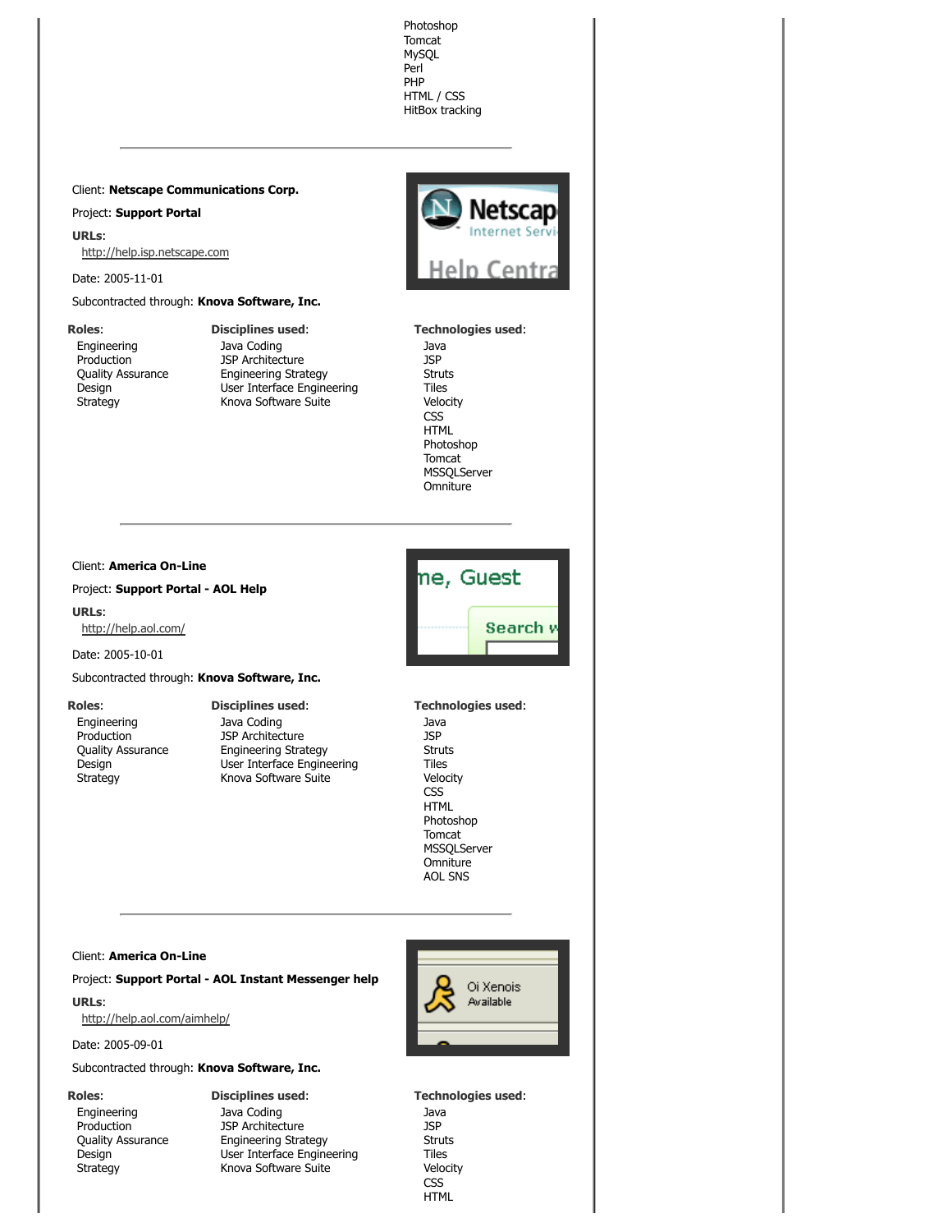Photoshop
Tomcat
MySQL
Perl
PHP
HTML / CSS
HitBox tracking

---

Client: **Netscape Communications Corp.**

Project: **Support Portal**

**URLs**:

http://help.isp.netscape.com

Date: 2005-11-01

Subcontracted through: **Knova Software, Inc.**

**Roles**:
- Engineering
- Production
- Quality Assurance
- Design
- Strategy

**Disciplines used**:
- Java Coding
- JSP Architecture
- Engineering Strategy
- User Interface Engineering
- Knova Software Suite

**Technologies used**:
- Java
- JSP
- Struts
- Tiles
- Velocity
- CSS
- HTML
- Photoshop
- Tomcat
- MSSQLServer
- Omniture

---

Client: **America On-Line**

Project: **Support Portal - AOL Help**

**URLs**:

http://help.aol.com/

Date: 2005-10-01

Subcontracted through: **Knova Software, Inc.**

**Roles**:
- Engineering
- Production
- Quality Assurance
- Design
- Strategy

**Disciplines used**:
- Java Coding
- JSP Architecture
- Engineering Strategy
- User Interface Engineering
- Knova Software Suite

**Technologies used**:
- Java
- JSP
- Struts
- Tiles
- Velocity
- CSS
- HTML
- Photoshop
- Tomcat
- MSSQLServer
- Omniture
- AOL SNS

---

Client: **America On-Line**

Project: **Support Portal - AOL Instant Messenger help**

**URLs**:

http://help.aol.com/aimhelp/

Date: 2005-09-01

Subcontracted through: **Knova Software, Inc.**

**Roles**:
- Engineering
- Production
- Quality Assurance
- Design
- Strategy

**Disciplines used**:
- Java Coding
- JSP Architecture
- Engineering Strategy
- User Interface Engineering
- Knova Software Suite

**Technologies used**:
- Java
- JSP
- Struts
- Tiles
- Velocity
- CSS
- HTML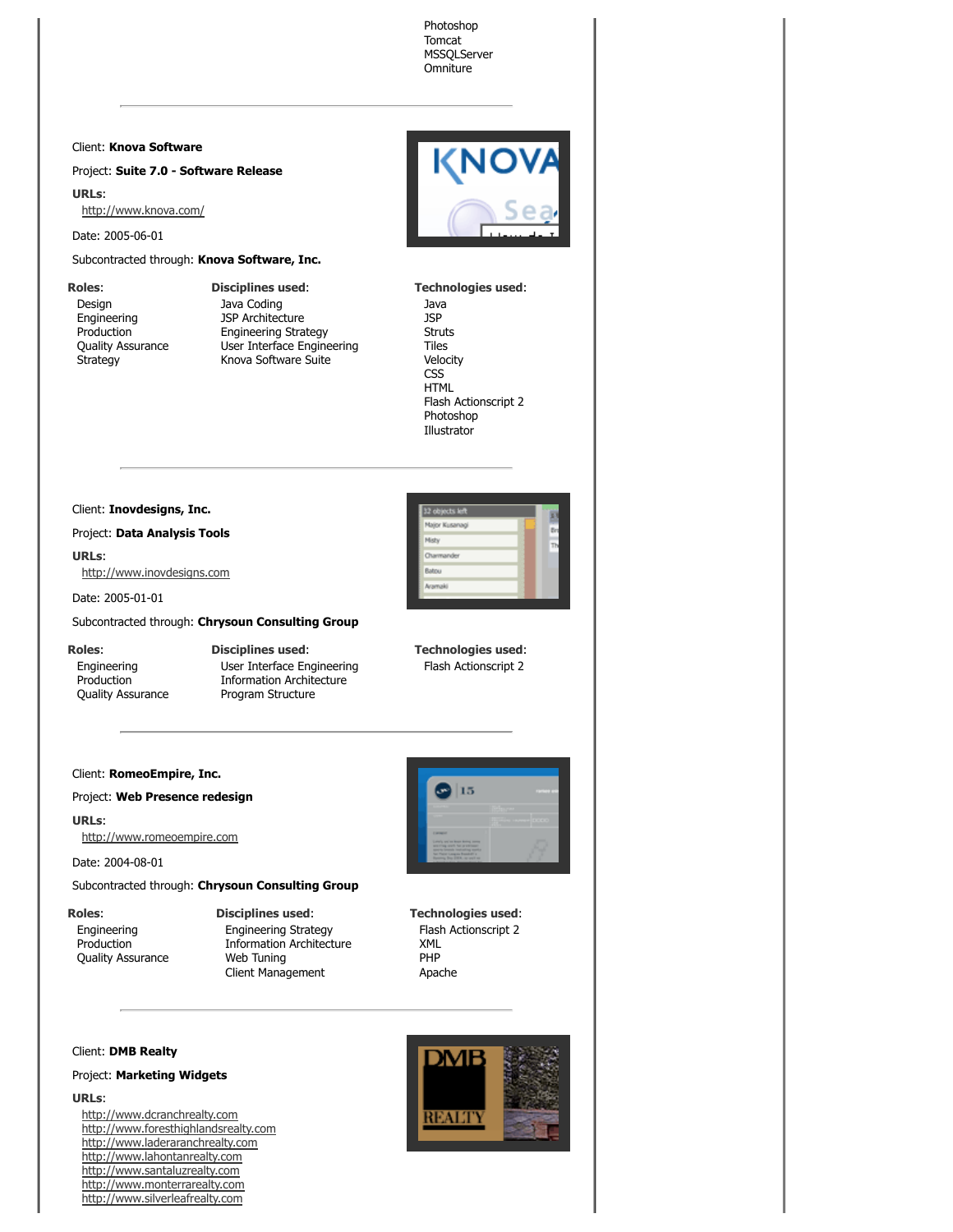Photoshop
Tomcat
MSSQLServer
Omniture

---

Client: **Knova Software**

Project: **Suite 7.0 - Software Release**

**URLs**:
[http://www.knova.com/](http://www.knova.com/)

Date: 2005-06-01

Subcontracted through: **Knova Software, Inc.**

**Roles**:
Design
Engineering
Production
Quality Assurance
Strategy

**Disciplines used**:
Java Coding
JSP Architecture
Engineering Strategy
User Interface Engineering
Knova Software Suite

**Technologies used**:
Java
JSP
Struts
Tiles
Velocity
CSS
HTML
Flash Actionscript 2
Photoshop
Illustrator

---

Client: **Inovdesigns, Inc.**

Project: **Data Analysis Tools**

**URLs**:
[http://www.inovdesigns.com](http://www.inovdesigns.com)

Date: 2005-01-01

Subcontracted through: **Chrysoun Consulting Group**

**Roles**:
Engineering
Production
Quality Assurance

**Disciplines used**:
User Interface Engineering
Information Architecture
Program Structure

**Technologies used**:
Flash Actionscript 2

---

Client: **RomeoEmpire, Inc.**

Project: **Web Presence redesign**

**URLs**:
[http://www.romeoempire.com](http://www.romeoempire.com)

Date: 2004-08-01

Subcontracted through: **Chrysoun Consulting Group**

**Roles**:
Engineering
Production
Quality Assurance

**Disciplines used**:
Engineering Strategy
Information Architecture
Web Tuning
Client Management

**Technologies used**:
Flash Actionscript 2
XML
PHP
Apache

---

Client: **DMB Realty**

Project: **Marketing Widgets**

**URLs**:
[http://www.dcranchrealty.com](http://www.dcranchrealty.com)
[http://www.foresthighlandsrealty.com](http://www.foresthighlandsrealty.com)
[http://www.laderaranchrealty.com](http://www.laderaranchrealty.com)
[http://www.lahontanrealty.com](http://www.lahontanrealty.com)
[http://www.santaluzrealty.com](http://www.santaluzrealty.com)
[http://www.monterrarealty.com](http://www.monterrarealty.com)
[http://www.silverleafrealty.com](http://www.silverleafrealty.com)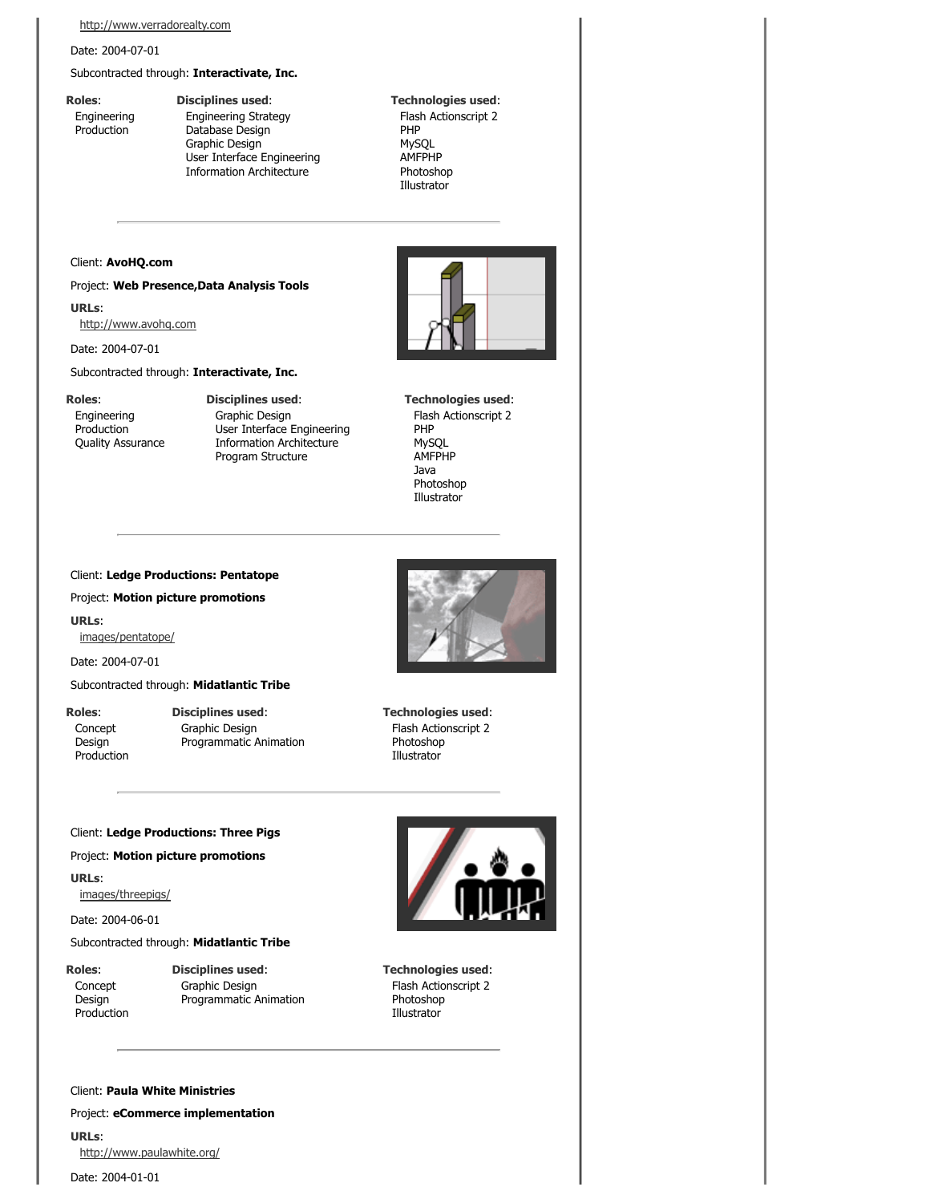http://www.verradorealty.com

Date: 2004-07-01

Subcontracted through: **Interactivate, Inc.**

**Roles**:
- Engineering
- Production

**Disciplines used**:
- Engineering Strategy
- Database Design
- Graphic Design
- User Interface Engineering
- Information Architecture

**Technologies used**:
- Flash Actionscript 2
- PHP
- MySQL
- AMFPHP
- Photoshop
- Illustrator

---

Client: **AvoHQ.com**

Project: **Web Presence,Data Analysis Tools**

**URLs**:
http://www.avohq.com

Date: 2004-07-01

Subcontracted through: **Interactivate, Inc.**

**Roles**:
- Engineering
- Production
- Quality Assurance

**Disciplines used**:
- Graphic Design
- User Interface Engineering
- Information Architecture
- Program Structure

**Technologies used**:
- Flash Actionscript 2
- PHP
- MySQL
- AMFPHP
- Java
- Photoshop
- Illustrator

---

Client: **Ledge Productions: Pentatope**

Project: **Motion picture promotions**

**URLs**:
images/pentatope/

Date: 2004-07-01

Subcontracted through: **Midatlantic Tribe**

**Roles**:
- Concept
- Design
- Production

**Disciplines used**:
- Graphic Design
- Programmatic Animation

**Technologies used**:
- Flash Actionscript 2
- Photoshop
- Illustrator

---

Client: **Ledge Productions: Three Pigs**

Project: **Motion picture promotions**

**URLs**:
images/threepigs/

Date: 2004-06-01

Subcontracted through: **Midatlantic Tribe**

**Roles**:
- Concept
- Design
- Production

**Disciplines used**:
- Graphic Design
- Programmatic Animation

**Technologies used**:
- Flash Actionscript 2
- Photoshop
- Illustrator

---

Client: **Paula White Ministries**

Project: **eCommerce implementation**

**URLs**:
http://www.paulawhite.org/

Date: 2004-01-01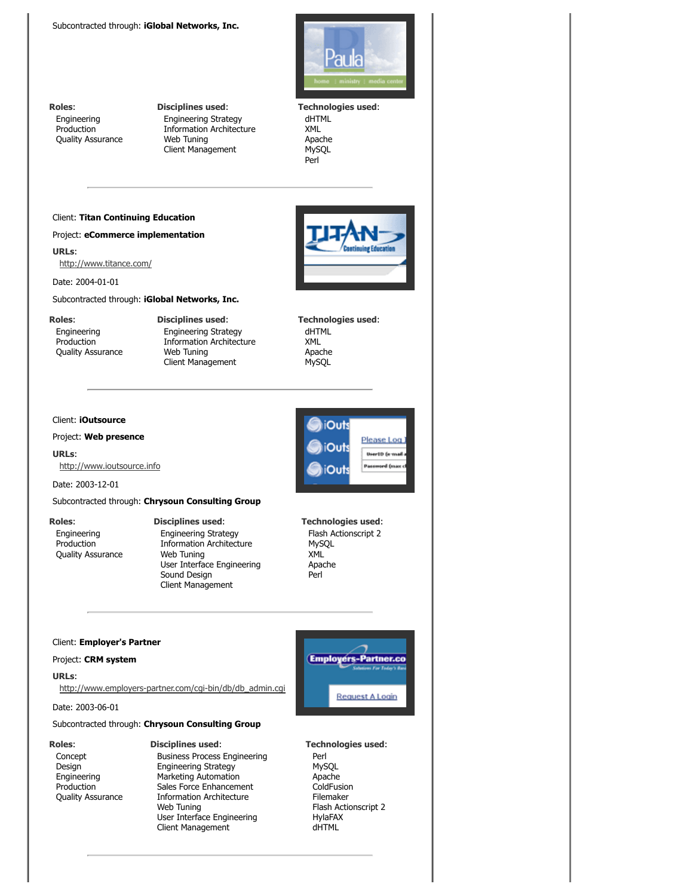Subcontracted through: **iGlobal Networks, Inc.**

**Roles**:
- Engineering
- Production
- Quality Assurance

**Disciplines used**:
- Engineering Strategy
- Information Architecture
- Web Tuning
- Client Management

**Technologies used**:
- dHTML
- XML
- Apache
- MySQL
- Perl

---

Client: **Titan Continuing Education**

Project: **eCommerce implementation**

**URLs**:
- http://www.titance.com/

Date: 2004-01-01

Subcontracted through: **iGlobal Networks, Inc.**

**Roles**:
- Engineering
- Production
- Quality Assurance

**Disciplines used**:
- Engineering Strategy
- Information Architecture
- Web Tuning
- Client Management

**Technologies used**:
- dHTML
- XML
- Apache
- MySQL

---

Client: **iOutsource**

Project: **Web presence**

**URLs**:
- http://www.ioutsource.info

Date: 2003-12-01

Subcontracted through: **Chrysoun Consulting Group**

**Roles**:
- Engineering
- Production
- Quality Assurance

**Disciplines used**:
- Engineering Strategy
- Information Architecture
- Web Tuning
- User Interface Engineering
- Sound Design
- Client Management

**Technologies used**:
- Flash Actionscript 2
- MySQL
- XML
- Apache
- Perl

---

Client: **Employer's Partner**

Project: **CRM system**

**URLs**:
- http://www.employers-partner.com/cgi-bin/db/db_admin.cgi

Date: 2003-06-01

Subcontracted through: **Chrysoun Consulting Group**

**Roles**:
- Concept
- Design
- Engineering
- Production
- Quality Assurance

**Disciplines used**:
- Business Process Engineering
- Engineering Strategy
- Marketing Automation
- Sales Force Enhancement
- Information Architecture
- Web Tuning
- User Interface Engineering
- Client Management

**Technologies used**:
- Perl
- MySQL
- Apache
- ColdFusion
- Filemaker
- Flash Actionscript 2
- HylaFAX
- dHTML

---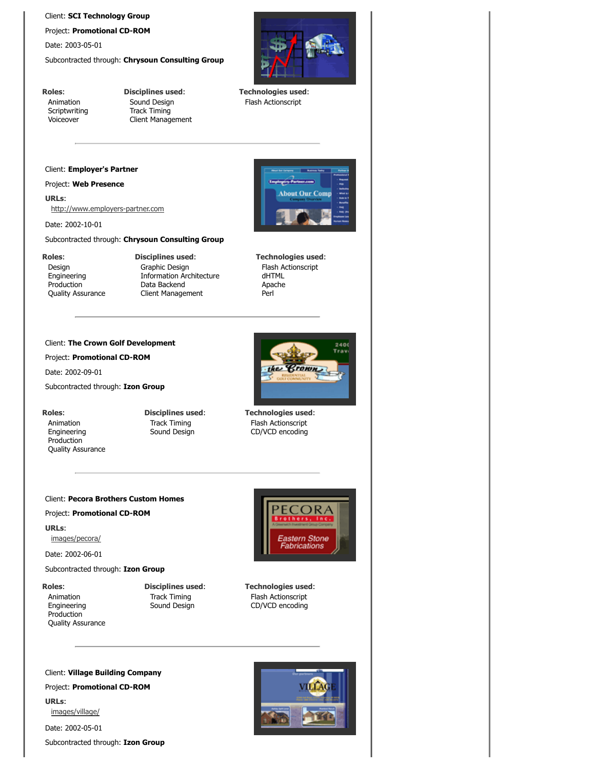Client: **SCI Technology Group**

Project: **Promotional CD-ROM**

Date: 2003-05-01

Subcontracted through: **Chrysoun Consulting Group**

| **Roles**: | **Disciplines used**: | **Technologies used**: |
|---|---|---|
| Animation | Sound Design | Flash Actionscript |
| Scriptwriting | Track Timing | |
| Voiceover | Client Management | |

---

Client: **Employer's Partner**

Project: **Web Presence**

**URLs**:

http://www.employers-partner.com

Date: 2002-10-01

Subcontracted through: **Chrysoun Consulting Group**

| **Roles**: | **Disciplines used**: | **Technologies used**: |
|---|---|---|
| Design | Graphic Design | Flash Actionscript |
| Engineering | Information Architecture | dHTML |
| Production | Data Backend | Apache |
| Quality Assurance | Client Management | Perl |

---

Client: **The Crown Golf Development**

Project: **Promotional CD-ROM**

Date: 2002-09-01

Subcontracted through: **Izon Group**

| **Roles**: | **Disciplines used**: | **Technologies used**: |
|---|---|---|
| Animation | Track Timing | Flash Actionscript |
| Engineering | Sound Design | CD/VCD encoding |
| Production | | |
| Quality Assurance | | |

---

Client: **Pecora Brothers Custom Homes**

Project: **Promotional CD-ROM**

**URLs**:

images/pecora/

Date: 2002-06-01

Subcontracted through: **Izon Group**

| **Roles**: | **Disciplines used**: | **Technologies used**: |
|---|---|---|
| Animation | Track Timing | Flash Actionscript |
| Engineering | Sound Design | CD/VCD encoding |
| Production | | |
| Quality Assurance | | |

---

Client: **Village Building Company**

Project: **Promotional CD-ROM**

**URLs**:

images/village/

Date: 2002-05-01

Subcontracted through: **Izon Group**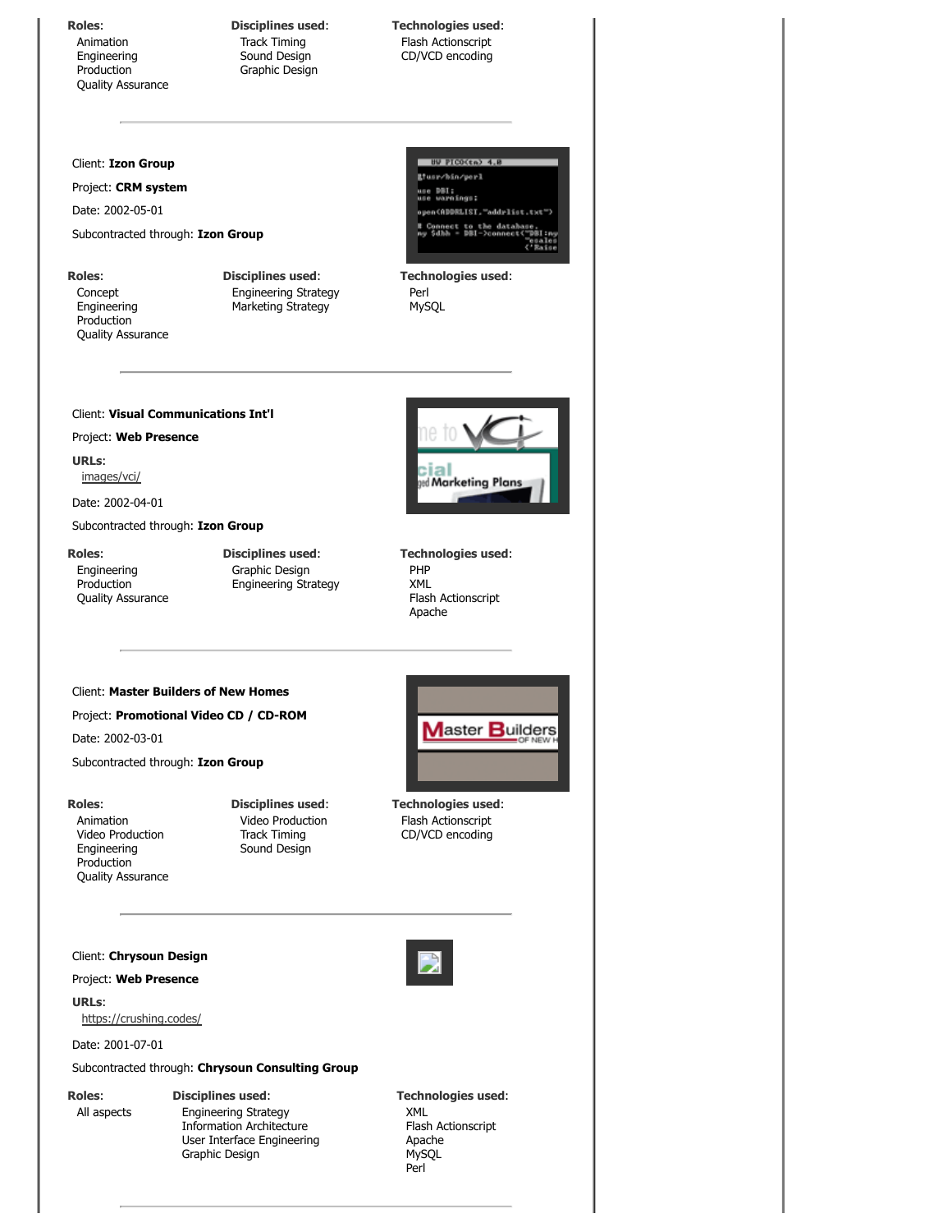**Roles**:
- Animation
- Engineering
- Production
- Quality Assurance

**Disciplines used**:
- Track Timing
- Sound Design
- Graphic Design

**Technologies used**:
- Flash Actionscript
- CD/VCD encoding

---

Client: **Izon Group**

Project: **CRM system**

Date: 2002-05-01

Subcontracted through: **Izon Group**

**Roles**:
- Concept
- Engineering
- Production
- Quality Assurance

**Disciplines used**:
- Engineering Strategy
- Marketing Strategy

**Technologies used**:
- Perl
- MySQL

---

Client: **Visual Communications Int'l**

Project: **Web Presence**

**URLs**:
- images/vci/

Date: 2002-04-01

Subcontracted through: **Izon Group**

**Roles**:
- Engineering
- Production
- Quality Assurance

**Disciplines used**:
- Graphic Design
- Engineering Strategy

**Technologies used**:
- PHP
- XML
- Flash Actionscript
- Apache

---

Client: **Master Builders of New Homes**

Project: **Promotional Video CD / CD-ROM**

Date: 2002-03-01

Subcontracted through: **Izon Group**

**Roles**:
- Animation
- Video Production
- Engineering
- Production
- Quality Assurance

**Disciplines used**:
- Video Production
- Track Timing
- Sound Design

**Technologies used**:
- Flash Actionscript
- CD/VCD encoding

---

Client: **Chrysoun Design**

Project: **Web Presence**

**URLs**:
- https://crushing.codes/

Date: 2001-07-01

Subcontracted through: **Chrysoun Consulting Group**

**Roles**:
- All aspects

**Disciplines used**:
- Engineering Strategy
- Information Architecture
- User Interface Engineering
- Graphic Design

**Technologies used**:
- XML
- Flash Actionscript
- Apache
- MySQL
- Perl

---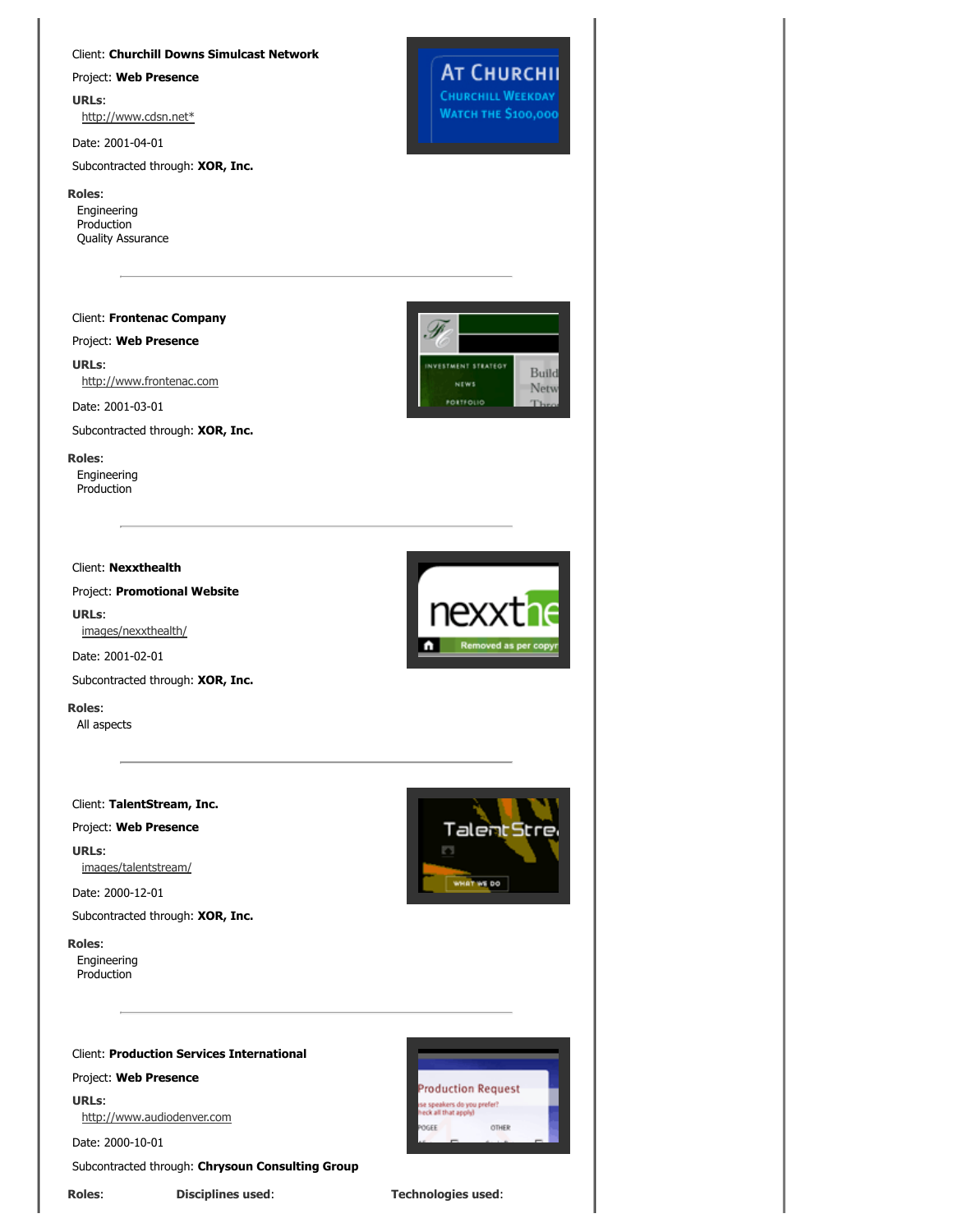Client: **Churchill Downs Simulcast Network**

Project: **Web Presence**

**URLs**:
  http://www.cdsn.net*

Date: 2001-04-01

Subcontracted through: **XOR, Inc.**

**Roles**:
  Engineering
  Production
  Quality Assurance

---

Client: **Frontenac Company**

Project: **Web Presence**

**URLs**:
  http://www.frontenac.com

Date: 2001-03-01

Subcontracted through: **XOR, Inc.**

**Roles**:
  Engineering
  Production

---

Client: **Nexxthealth**

Project: **Promotional Website**

**URLs**:
  images/nexxthealth/

Date: 2001-02-01

Subcontracted through: **XOR, Inc.**

**Roles**:
  All aspects

---

Client: **TalentStream, Inc.**

Project: **Web Presence**

**URLs**:
  images/talentstream/

Date: 2000-12-01

Subcontracted through: **XOR, Inc.**

**Roles**:
  Engineering
  Production

---

Client: **Production Services International**

Project: **Web Presence**

**URLs**:
  http://www.audiodenver.com

Date: 2000-10-01

Subcontracted through: **Chrysoun Consulting Group**

**Roles**: **Disciplines used**: **Technologies used**: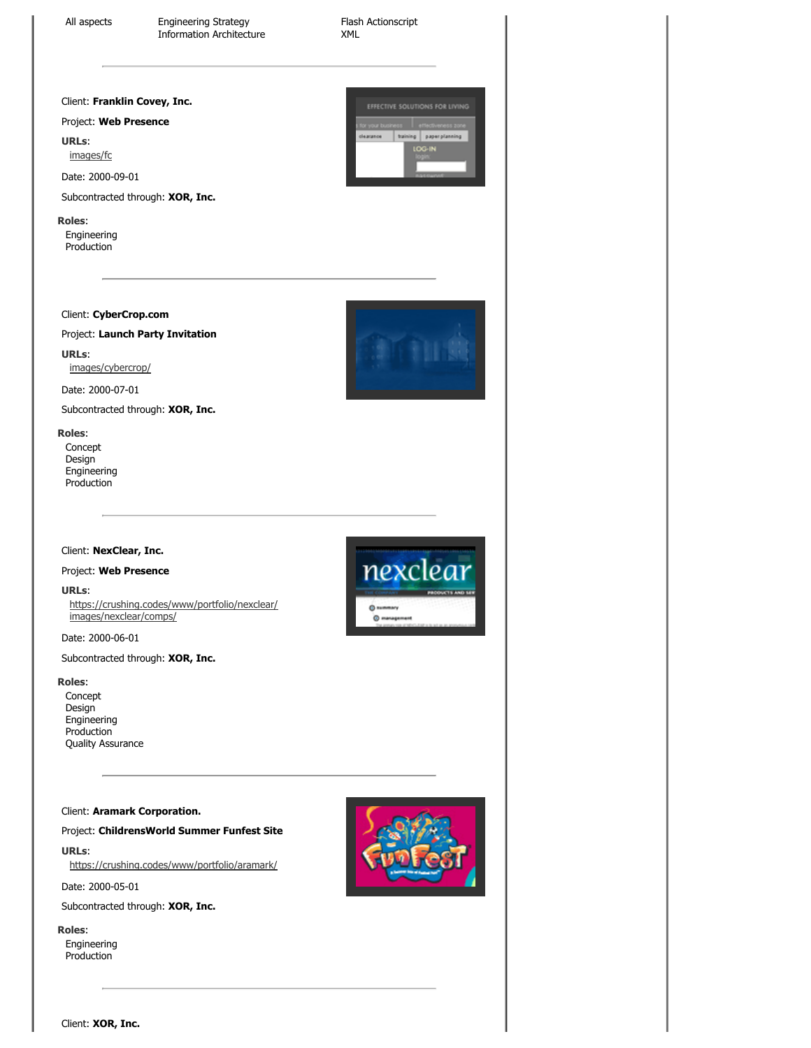| All aspects | Engineering Strategy<br>Information Architecture | Flash Actionscript<br>XML |
| --- | --- | --- |

---

Client: **Franklin Covey, Inc.**

Project: **Web Presence**

**URLs**:

[images/fc](images/fc)

Date: 2000-09-01

Subcontracted through: **XOR, Inc.**

**Roles**:

Engineering
Production

---

Client: **CyberCrop.com**

Project: **Launch Party Invitation**

**URLs**:

[images/cybercrop/](images/cybercrop/)

Date: 2000-07-01

Subcontracted through: **XOR, Inc.**

**Roles**:

Concept
Design
Engineering
Production

---

Client: **NexClear, Inc.**

Project: **Web Presence**

**URLs**:

[https://crushing.codes/www/portfolio/nexclear/](https://crushing.codes/www/portfolio/nexclear/)
[images/nexclear/comps/](images/nexclear/comps/)

Date: 2000-06-01

Subcontracted through: **XOR, Inc.**

**Roles**:

Concept
Design
Engineering
Production
Quality Assurance

---

Client: **Aramark Corporation.**

Project: **ChildrensWorld Summer Funfest Site**

**URLs**:

[https://crushing.codes/www/portfolio/aramark/](https://crushing.codes/www/portfolio/aramark/)

Date: 2000-05-01

Subcontracted through: **XOR, Inc.**

**Roles**:

Engineering
Production

---

Client: **XOR, Inc.**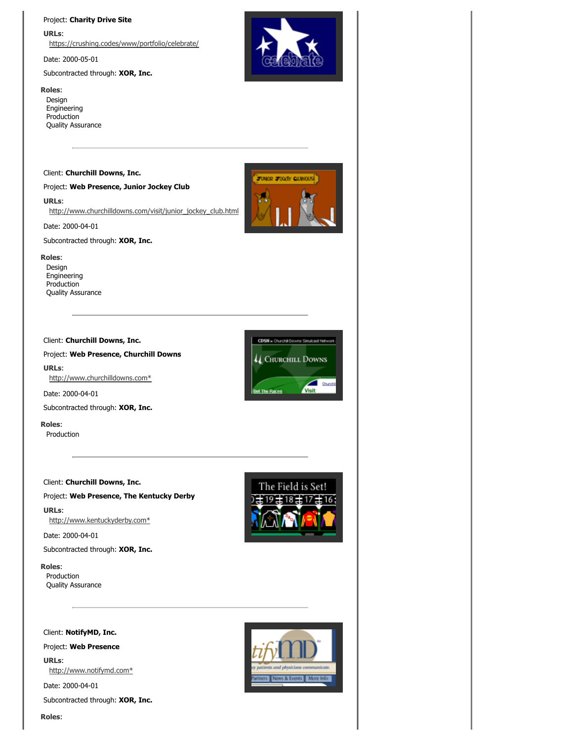Project: **Charity Drive Site**

**URLs**:
[https://crushing.codes/www/portfolio/celebrate/](https://crushing.codes/www/portfolio/celebrate/)

Date: 2000-05-01

Subcontracted through: **XOR, Inc.**

**Roles**:
Design
Engineering
Production
Quality Assurance

---

Client: **Churchill Downs, Inc.**

Project: **Web Presence, Junior Jockey Club**

**URLs**:
[http://www.churchilldowns.com/visit/junior_jockey_club.html](http://www.churchilldowns.com/visit/junior_jockey_club.html)

Date: 2000-04-01

Subcontracted through: **XOR, Inc.**

**Roles**:
Design
Engineering
Production
Quality Assurance

---

Client: **Churchill Downs, Inc.**

Project: **Web Presence, Churchill Downs**

**URLs**:
[http://www.churchilldowns.com*](http://www.churchilldowns.com)

Date: 2000-04-01

Subcontracted through: **XOR, Inc.**

**Roles**:
Production

---

Client: **Churchill Downs, Inc.**

Project: **Web Presence, The Kentucky Derby**

**URLs**:
[http://www.kentuckyderby.com*](http://www.kentuckyderby.com)

Date: 2000-04-01

Subcontracted through: **XOR, Inc.**

**Roles**:
Production
Quality Assurance

---

Client: **NotifyMD, Inc.**

Project: **Web Presence**

**URLs**:
[http://www.notifymd.com*](http://www.notifymd.com)

Date: 2000-04-01

Subcontracted through: **XOR, Inc.**

**Roles**: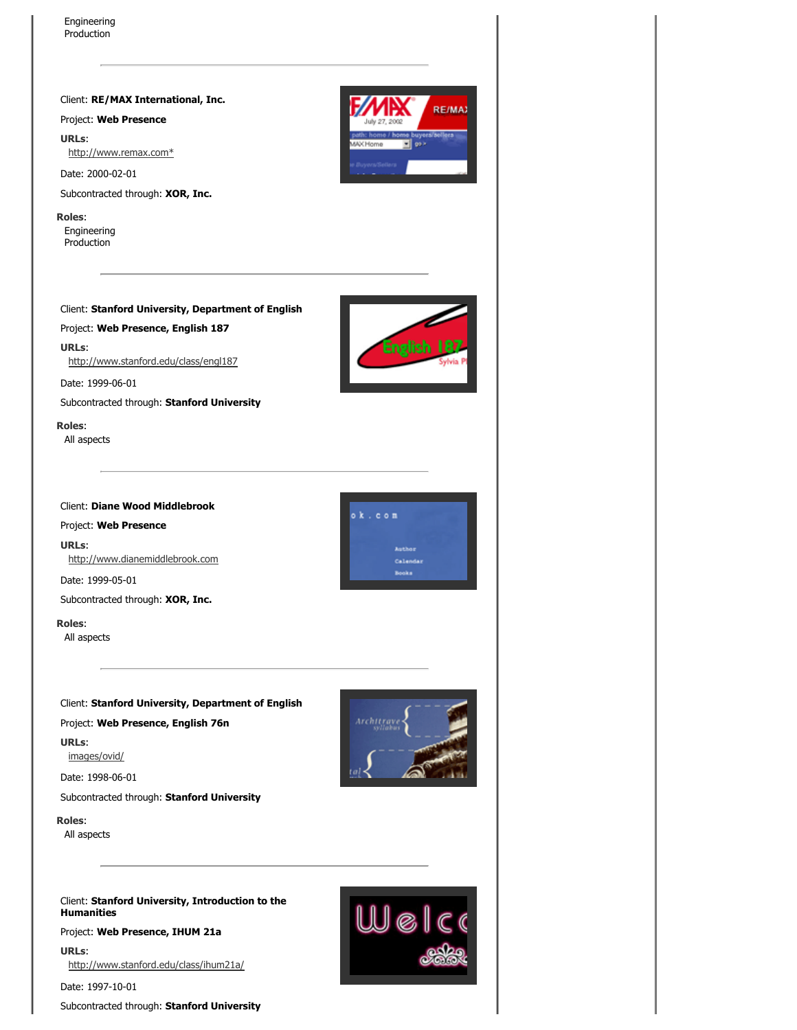Engineering
Production

---

Client: **RE/MAX International, Inc.**

Project: **Web Presence**

**URLs**:
http://www.remax.com*

Date: 2000-02-01

Subcontracted through: **XOR, Inc.**

**Roles**:
Engineering
Production

---

Client: **Stanford University, Department of English**

Project: **Web Presence, English 187**

**URLs**:
http://www.stanford.edu/class/engl187

Date: 1999-06-01

Subcontracted through: **Stanford University**

**Roles**:
All aspects

---

Client: **Diane Wood Middlebrook**

Project: **Web Presence**

**URLs**:
http://www.dianemiddlebrook.com

Date: 1999-05-01

Subcontracted through: **XOR, Inc.**

**Roles**:
All aspects

---

Client: **Stanford University, Department of English**

Project: **Web Presence, English 76n**

**URLs**:
images/ovid/

Date: 1998-06-01

Subcontracted through: **Stanford University**

**Roles**:
All aspects

---

Client: **Stanford University, Introduction to the Humanities**

Project: **Web Presence, IHUM 21a**

**URLs**:
http://www.stanford.edu/class/ihum21a/

Date: 1997-10-01

Subcontracted through: **Stanford University**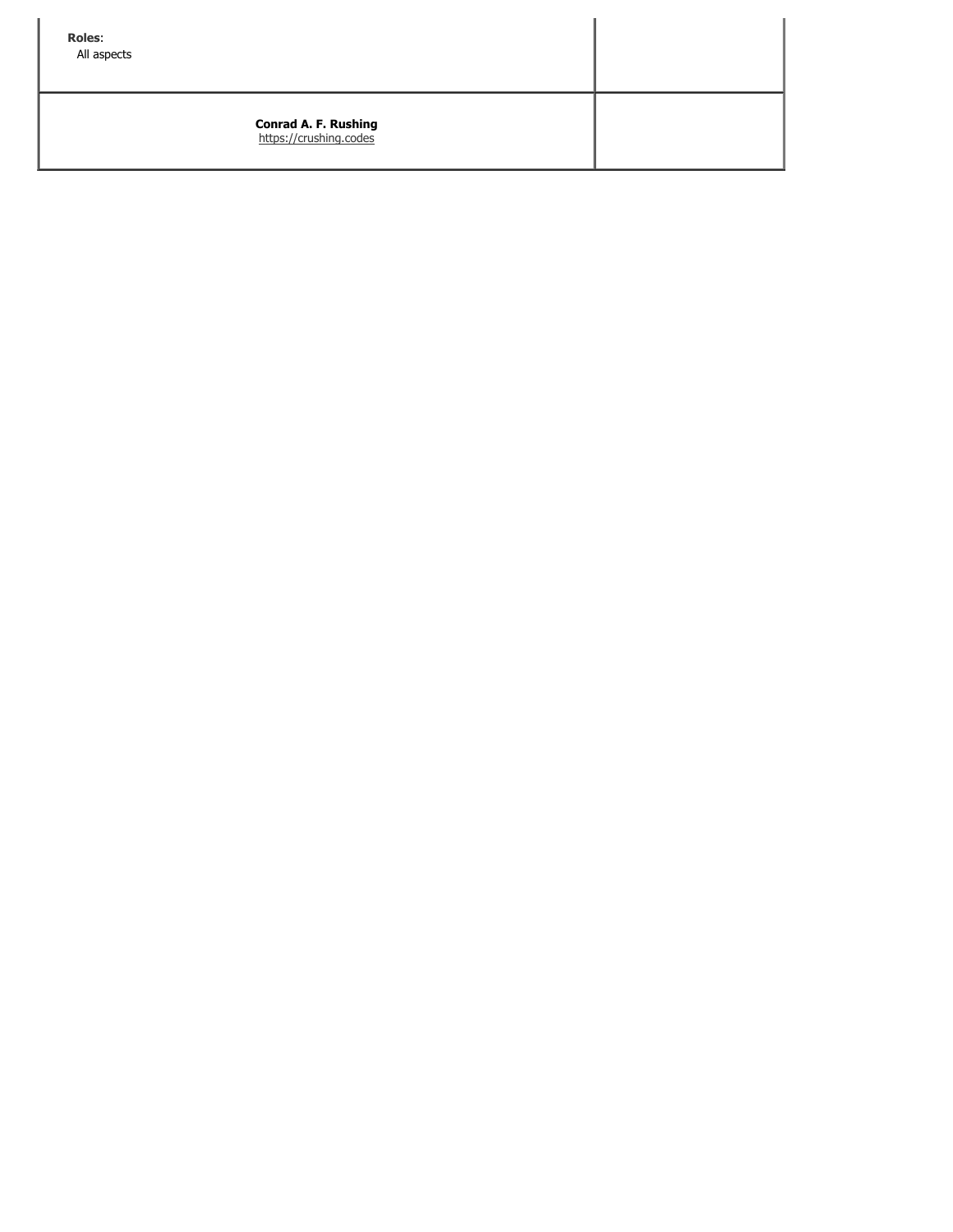| | |
|---|---|
| **Roles**:<br>All aspects | |
| **Conrad A. F. Rushing**<br>https://crushing.codes | |